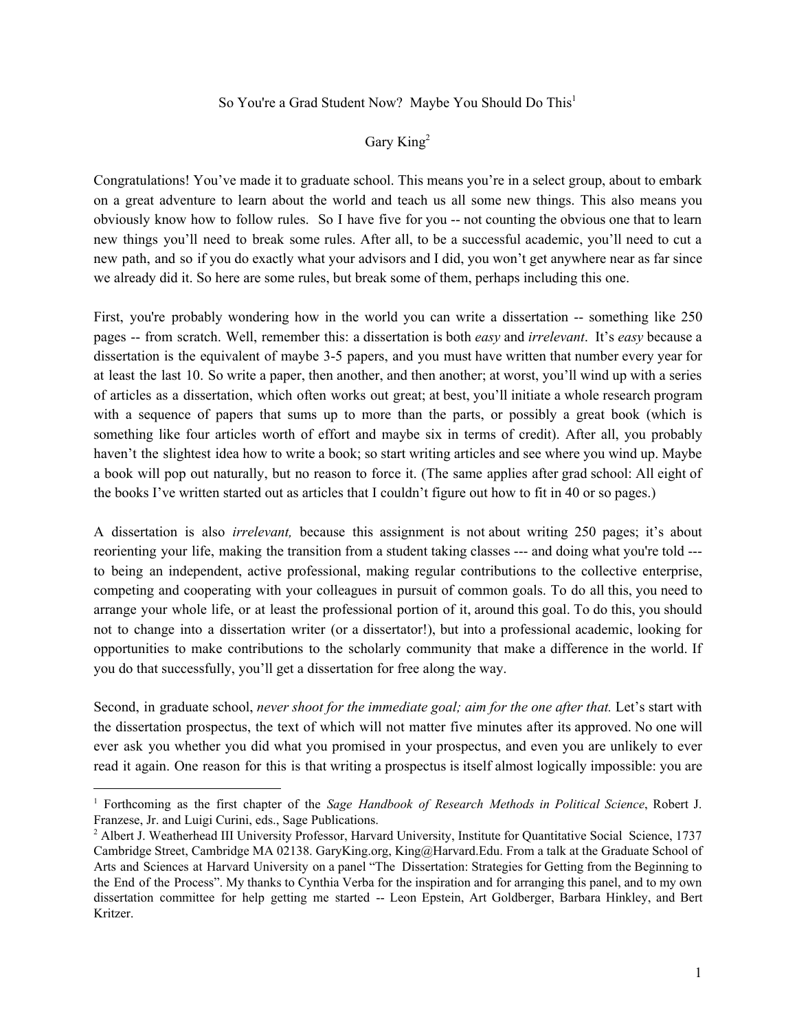# So You're a Grad Student Now? Maybe You Should Do This[1]

Gary King[2]

Congratulations! You've made it to graduate school. This means you're in a select group, about to embark on a great adventure to learn about the world and teach us all some new things. This also means you obviously know how to follow rules. So I have five for you -- not counting the obvious one that to learn new things you'll need to break some rules. After all, to be a successful academic, you'll need to cut a new path, and so if you do exactly what your advisors and I did, you won't get anywhere near as far since we already did it. So here are some rules, but break some of them, perhaps including this one.

First, you're probably wondering how in the world you can write a dissertation -- something like 250 pages -- from scratch. Well, remember this: a dissertation is both *easy* and *irrelevant*. It's *easy* because a dissertation is the equivalent of maybe 3-5 papers, and you must have written that number every year for at least the last 10. So write a paper, then another, and then another; at worst, you'll wind up with a series of articles as a dissertation, which often works out great; at best, you'll initiate a whole research program with a sequence of papers that sums up to more than the parts, or possibly a great book (which is something like four articles worth of effort and maybe six in terms of credit). After all, you probably haven't the slightest idea how to write a book; so start writing articles and see where you wind up. Maybe a book will pop out naturally, but no reason to force it. (The same applies after grad school: All eight of the books I've written started out as articles that I couldn't figure out how to fit in 40 or so pages.)

A dissertation is also *irrelevant,* because this assignment is not about writing 250 pages; it's about reorienting your life, making the transition from a student taking classes --- and doing what you're told --- to being an independent, active professional, making regular contributions to the collective enterprise, competing and cooperating with your colleagues in pursuit of common goals. To do all this, you need to arrange your whole life, or at least the professional portion of it, around this goal. To do this, you should not to change into a dissertation writer (or a dissertator!), but into a professional academic, looking for opportunities to make contributions to the scholarly community that make a difference in the world. If you do that successfully, you'll get a dissertation for free along the way.

Second, in graduate school, *never shoot for the immediate goal; aim for the one after that.* Let's start with the dissertation prospectus, the text of which will not matter five minutes after its approved. No one will ever ask you whether you did what you promised in your prospectus, and even you are unlikely to ever read it again. One reason for this is that writing a prospectus is itself almost logically impossible: you are

---

[1] Forthcoming as the first chapter of the *Sage Handbook of Research Methods in Political Science*, Robert J. Franzese, Jr. and Luigi Curini, eds., Sage Publications.

[2] Albert J. Weatherhead III University Professor, Harvard University, Institute for Quantitative Social Science, 1737 Cambridge Street, Cambridge MA 02138. GaryKing.org, King@Harvard.Edu. From a talk at the Graduate School of Arts and Sciences at Harvard University on a panel "The Dissertation: Strategies for Getting from the Beginning to the End of the Process". My thanks to Cynthia Verba for the inspiration and for arranging this panel, and to my own dissertation committee for help getting me started -- Leon Epstein, Art Goldberger, Barbara Hinkley, and Bert Kritzer.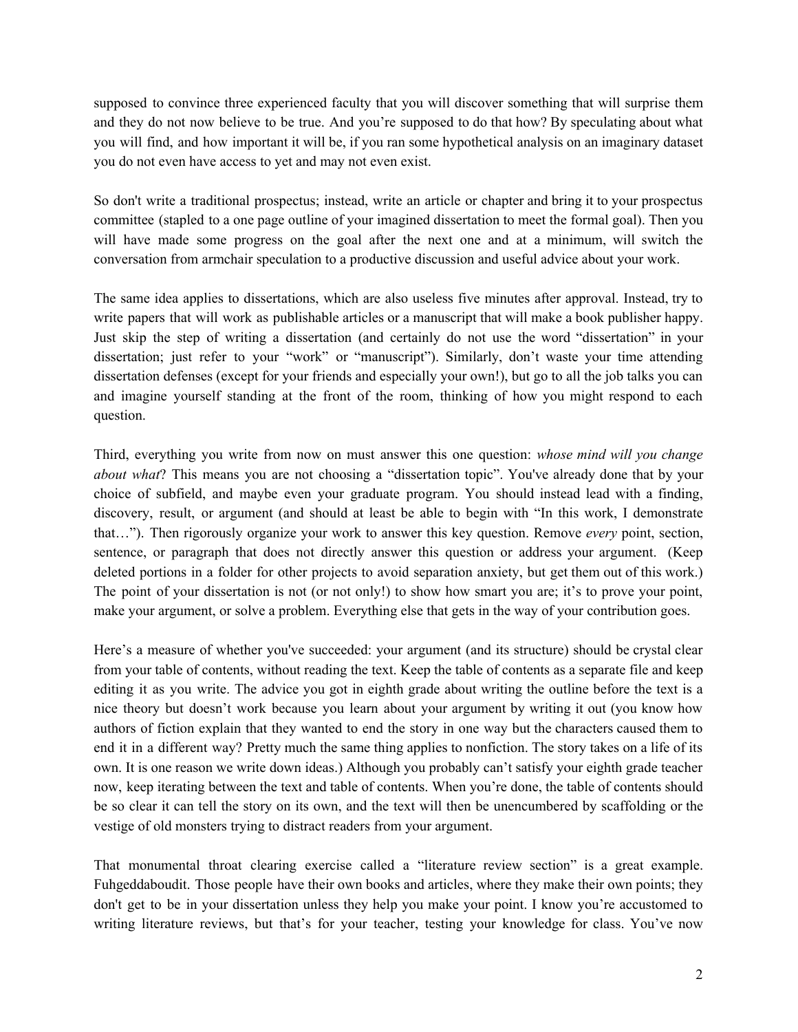supposed to convince three experienced faculty that you will discover something that will surprise them and they do not now believe to be true. And you're supposed to do that how? By speculating about what you will find, and how important it will be, if you ran some hypothetical analysis on an imaginary dataset you do not even have access to yet and may not even exist.

So don't write a traditional prospectus; instead, write an article or chapter and bring it to your prospectus committee (stapled to a one page outline of your imagined dissertation to meet the formal goal). Then you will have made some progress on the goal after the next one and at a minimum, will switch the conversation from armchair speculation to a productive discussion and useful advice about your work.

The same idea applies to dissertations, which are also useless five minutes after approval. Instead, try to write papers that will work as publishable articles or a manuscript that will make a book publisher happy. Just skip the step of writing a dissertation (and certainly do not use the word "dissertation" in your dissertation; just refer to your "work" or "manuscript"). Similarly, don't waste your time attending dissertation defenses (except for your friends and especially your own!), but go to all the job talks you can and imagine yourself standing at the front of the room, thinking of how you might respond to each question.

Third, everything you write from now on must answer this one question: *whose mind will you change about what*? This means you are not choosing a "dissertation topic". You've already done that by your choice of subfield, and maybe even your graduate program. You should instead lead with a finding, discovery, result, or argument (and should at least be able to begin with "In this work, I demonstrate that…"). Then rigorously organize your work to answer this key question. Remove *every* point, section, sentence, or paragraph that does not directly answer this question or address your argument. (Keep deleted portions in a folder for other projects to avoid separation anxiety, but get them out of this work.) The point of your dissertation is not (or not only!) to show how smart you are; it's to prove your point, make your argument, or solve a problem. Everything else that gets in the way of your contribution goes.

Here's a measure of whether you've succeeded: your argument (and its structure) should be crystal clear from your table of contents, without reading the text. Keep the table of contents as a separate file and keep editing it as you write. The advice you got in eighth grade about writing the outline before the text is a nice theory but doesn't work because you learn about your argument by writing it out (you know how authors of fiction explain that they wanted to end the story in one way but the characters caused them to end it in a different way? Pretty much the same thing applies to nonfiction. The story takes on a life of its own. It is one reason we write down ideas.) Although you probably can't satisfy your eighth grade teacher now, keep iterating between the text and table of contents. When you're done, the table of contents should be so clear it can tell the story on its own, and the text will then be unencumbered by scaffolding or the vestige of old monsters trying to distract readers from your argument.

That monumental throat clearing exercise called a "literature review section" is a great example. Fuhgeddaboudit. Those people have their own books and articles, where they make their own points; they don't get to be in your dissertation unless they help you make your point. I know you're accustomed to writing literature reviews, but that's for your teacher, testing your knowledge for class. You've now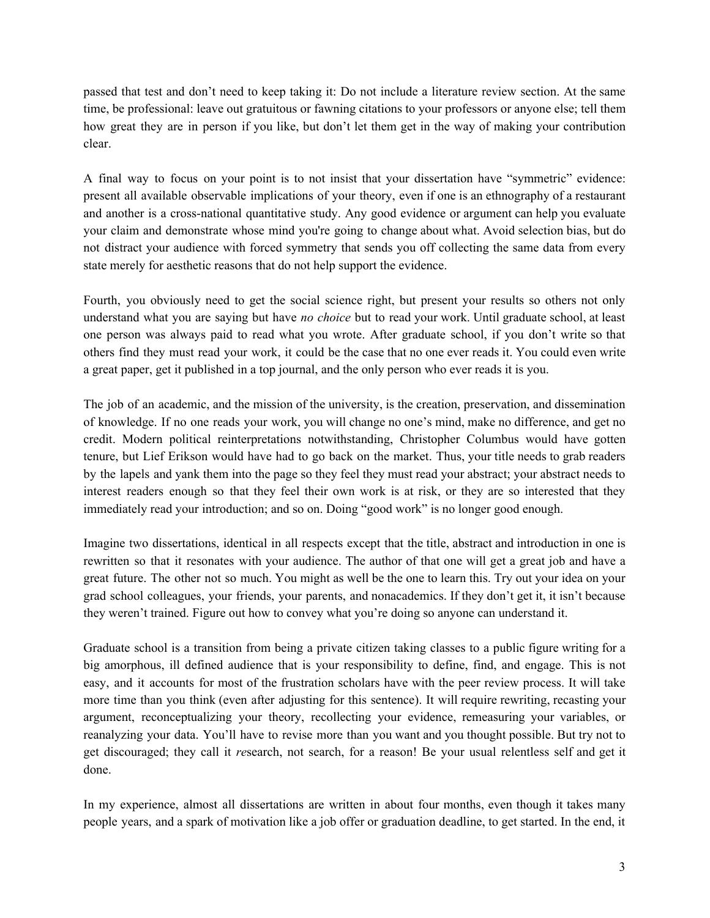passed that test and don't need to keep taking it: Do not include a literature review section. At the same time, be professional: leave out gratuitous or fawning citations to your professors or anyone else; tell them how great they are in person if you like, but don't let them get in the way of making your contribution clear.

A final way to focus on your point is to not insist that your dissertation have "symmetric" evidence: present all available observable implications of your theory, even if one is an ethnography of a restaurant and another is a cross-national quantitative study. Any good evidence or argument can help you evaluate your claim and demonstrate whose mind you're going to change about what. Avoid selection bias, but do not distract your audience with forced symmetry that sends you off collecting the same data from every state merely for aesthetic reasons that do not help support the evidence.

Fourth, you obviously need to get the social science right, but present your results so others not only understand what you are saying but have *no choice* but to read your work. Until graduate school, at least one person was always paid to read what you wrote. After graduate school, if you don't write so that others find they must read your work, it could be the case that no one ever reads it. You could even write a great paper, get it published in a top journal, and the only person who ever reads it is you.

The job of an academic, and the mission of the university, is the creation, preservation, and dissemination of knowledge. If no one reads your work, you will change no one's mind, make no difference, and get no credit. Modern political reinterpretations notwithstanding, Christopher Columbus would have gotten tenure, but Lief Erikson would have had to go back on the market. Thus, your title needs to grab readers by the lapels and yank them into the page so they feel they must read your abstract; your abstract needs to interest readers enough so that they feel their own work is at risk, or they are so interested that they immediately read your introduction; and so on. Doing "good work" is no longer good enough.

Imagine two dissertations, identical in all respects except that the title, abstract and introduction in one is rewritten so that it resonates with your audience. The author of that one will get a great job and have a great future. The other not so much. You might as well be the one to learn this. Try out your idea on your grad school colleagues, your friends, your parents, and nonacademics. If they don't get it, it isn't because they weren't trained. Figure out how to convey what you're doing so anyone can understand it.

Graduate school is a transition from being a private citizen taking classes to a public figure writing for a big amorphous, ill defined audience that is your responsibility to define, find, and engage. This is not easy, and it accounts for most of the frustration scholars have with the peer review process. It will take more time than you think (even after adjusting for this sentence). It will require rewriting, recasting your argument, reconceptualizing your theory, recollecting your evidence, remeasuring your variables, or reanalyzing your data. You'll have to revise more than you want and you thought possible. But try not to get discouraged; they call it *re*search, not search, for a reason! Be your usual relentless self and get it done.

In my experience, almost all dissertations are written in about four months, even though it takes many people years, and a spark of motivation like a job offer or graduation deadline, to get started. In the end, it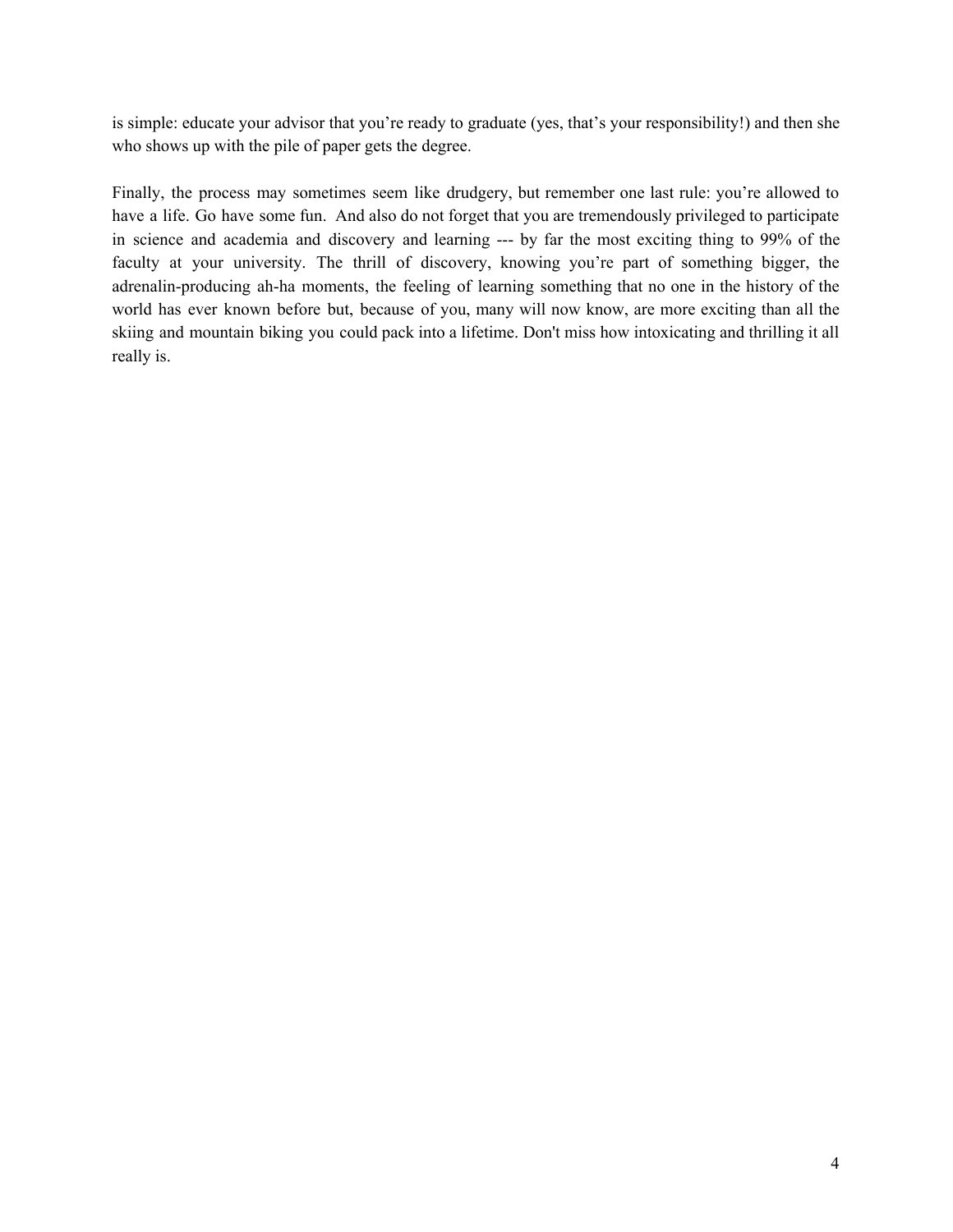is simple: educate your advisor that you're ready to graduate (yes, that's your responsibility!) and then she who shows up with the pile of paper gets the degree.

Finally, the process may sometimes seem like drudgery, but remember one last rule: you're allowed to have a life. Go have some fun. And also do not forget that you are tremendously privileged to participate in science and academia and discovery and learning --- by far the most exciting thing to 99% of the faculty at your university. The thrill of discovery, knowing you're part of something bigger, the adrenalin-producing ah-ha moments, the feeling of learning something that no one in the history of the world has ever known before but, because of you, many will now know, are more exciting than all the skiing and mountain biking you could pack into a lifetime. Don't miss how intoxicating and thrilling it all really is.